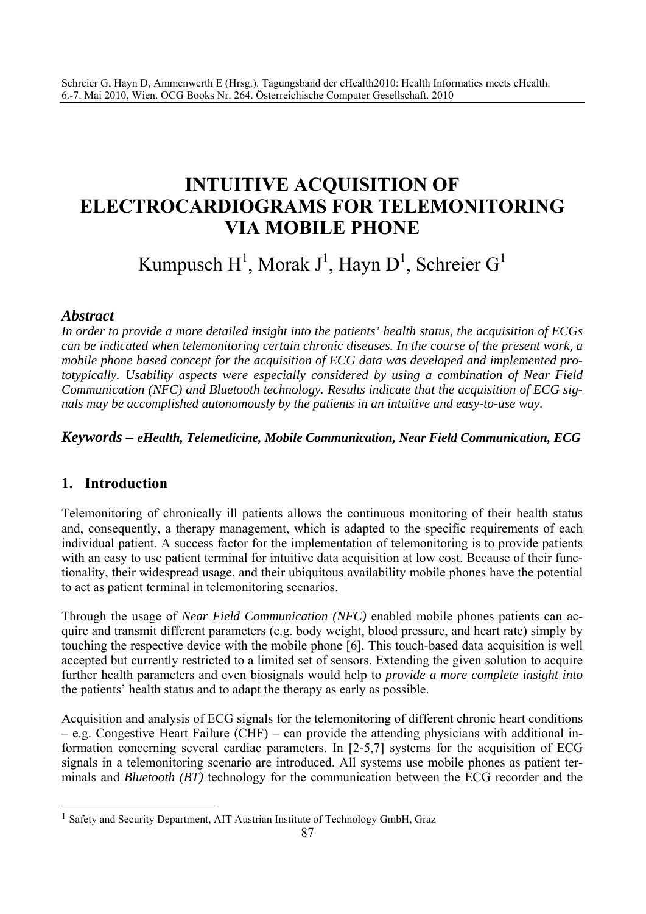Schreier G, Hayn D, Ammenwerth E (Hrsg.). Tagungsband der eHealth2010: Health Informatics meets eHealth. 6.-7. Mai 2010, Wien. OCG Books Nr. 264. Österreichische Computer Gesellschaft. 2010

# INTUITIVE ACQUISITION OF ELECTROCARDIOGRAMS FOR TELEMONITORING VIA MOBILE PHONE

Kumpusch H[1], Morak J[1], Hayn D[1], Schreier G[1]

### *Abstract*

*In order to provide a more detailed insight into the patients' health status, the acquisition of ECGs can be indicated when telemonitoring certain chronic diseases. In the course of the present work, a mobile phone based concept for the acquisition of ECG data was developed and implemented prototypically. Usability aspects were especially considered by using a combination of Near Field Communication (NFC) and Bluetooth technology. Results indicate that the acquisition of ECG signals may be accomplished autonomously by the patients in an intuitive and easy-to-use way.*

***Keywords – eHealth, Telemedicine, Mobile Communication, Near Field Communication, ECG***

## 1. Introduction

Telemonitoring of chronically ill patients allows the continuous monitoring of their health status and, consequently, a therapy management, which is adapted to the specific requirements of each individual patient. A success factor for the implementation of telemonitoring is to provide patients with an easy to use patient terminal for intuitive data acquisition at low cost. Because of their functionality, their widespread usage, and their ubiquitous availability mobile phones have the potential to act as patient terminal in telemonitoring scenarios.

Through the usage of *Near Field Communication (NFC)* enabled mobile phones patients can acquire and transmit different parameters (e.g. body weight, blood pressure, and heart rate) simply by touching the respective device with the mobile phone [6]. This touch-based data acquisition is well accepted but currently restricted to a limited set of sensors. Extending the given solution to acquire further health parameters and even biosignals would help to *provide a more complete insight into* the patients' health status and to adapt the therapy as early as possible.

Acquisition and analysis of ECG signals for the telemonitoring of different chronic heart conditions – e.g. Congestive Heart Failure (CHF) – can provide the attending physicians with additional information concerning several cardiac parameters. In [2-5,7] systems for the acquisition of ECG signals in a telemonitoring scenario are introduced. All systems use mobile phones as patient terminals and *Bluetooth (BT)* technology for the communication between the ECG recorder and the

---

[1] Safety and Security Department, AIT Austrian Institute of Technology GmbH, Graz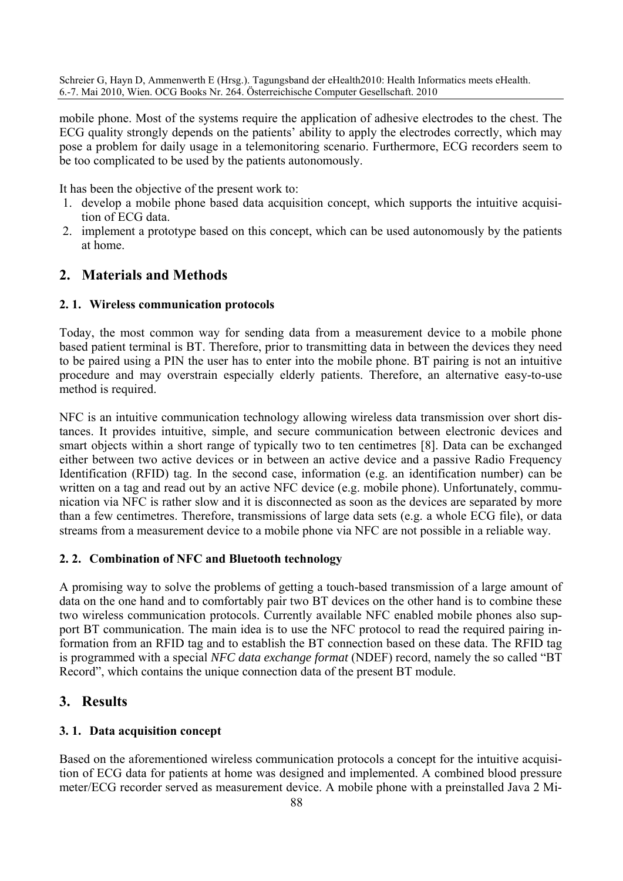mobile phone. Most of the systems require the application of adhesive electrodes to the chest. The ECG quality strongly depends on the patients' ability to apply the electrodes correctly, which may pose a problem for daily usage in a telemonitoring scenario. Furthermore, ECG recorders seem to be too complicated to be used by the patients autonomously.

It has been the objective of the present work to:

1. develop a mobile phone based data acquisition concept, which supports the intuitive acquisition of ECG data.
2. implement a prototype based on this concept, which can be used autonomously by the patients at home.

## 2. Materials and Methods

### 2. 1. Wireless communication protocols

Today, the most common way for sending data from a measurement device to a mobile phone based patient terminal is BT. Therefore, prior to transmitting data in between the devices they need to be paired using a PIN the user has to enter into the mobile phone. BT pairing is not an intuitive procedure and may overstrain especially elderly patients. Therefore, an alternative easy-to-use method is required.

NFC is an intuitive communication technology allowing wireless data transmission over short distances. It provides intuitive, simple, and secure communication between electronic devices and smart objects within a short range of typically two to ten centimetres [8]. Data can be exchanged either between two active devices or in between an active device and a passive Radio Frequency Identification (RFID) tag. In the second case, information (e.g. an identification number) can be written on a tag and read out by an active NFC device (e.g. mobile phone). Unfortunately, communication via NFC is rather slow and it is disconnected as soon as the devices are separated by more than a few centimetres. Therefore, transmissions of large data sets (e.g. a whole ECG file), or data streams from a measurement device to a mobile phone via NFC are not possible in a reliable way.

### 2. 2. Combination of NFC and Bluetooth technology

A promising way to solve the problems of getting a touch-based transmission of a large amount of data on the one hand and to comfortably pair two BT devices on the other hand is to combine these two wireless communication protocols. Currently available NFC enabled mobile phones also support BT communication. The main idea is to use the NFC protocol to read the required pairing information from an RFID tag and to establish the BT connection based on these data. The RFID tag is programmed with a special *NFC data exchange format* (NDEF) record, namely the so called "BT Record", which contains the unique connection data of the present BT module.

## 3. Results

### 3. 1. Data acquisition concept

Based on the aforementioned wireless communication protocols a concept for the intuitive acquisition of ECG data for patients at home was designed and implemented. A combined blood pressure meter/ECG recorder served as measurement device. A mobile phone with a preinstalled Java 2 Mi-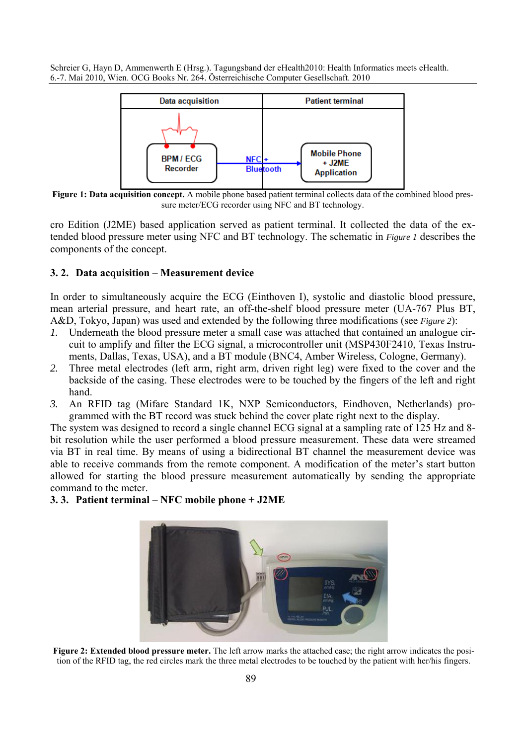**Figure 1: Data acquisition concept.** A mobile phone based patient terminal collects data of the combined blood pressure meter/ECG recorder using NFC and BT technology.

cro Edition (J2ME) based application served as patient terminal. It collected the data of the extended blood pressure meter using NFC and BT technology. The schematic in *Figure 1* describes the components of the concept.

### 3. 2. Data acquisition – Measurement device

In order to simultaneously acquire the ECG (Einthoven I), systolic and diastolic blood pressure, mean arterial pressure, and heart rate, an off-the-shelf blood pressure meter (UA-767 Plus BT, A&D, Tokyo, Japan) was used and extended by the following three modifications (see *Figure 2*):

1. Underneath the blood pressure meter a small case was attached that contained an analogue circuit to amplify and filter the ECG signal, a microcontroller unit (MSP430F2410, Texas Instruments, Dallas, Texas, USA), and a BT module (BNC4, Amber Wireless, Cologne, Germany).
2. Three metal electrodes (left arm, right arm, driven right leg) were fixed to the cover and the backside of the casing. These electrodes were to be touched by the fingers of the left and right hand.
3. An RFID tag (Mifare Standard 1K, NXP Semiconductors, Eindhoven, Netherlands) programmed with the BT record was stuck behind the cover plate right next to the display.

The system was designed to record a single channel ECG signal at a sampling rate of 125 Hz and 8-bit resolution while the user performed a blood pressure measurement. These data were streamed via BT in real time. By means of using a bidirectional BT channel the measurement device was able to receive commands from the remote component. A modification of the meter's start button allowed for starting the blood pressure measurement automatically by sending the appropriate command to the meter.

### 3. 3. Patient terminal – NFC mobile phone + J2ME

**Figure 2: Extended blood pressure meter.** The left arrow marks the attached case; the right arrow indicates the position of the RFID tag, the red circles mark the three metal electrodes to be touched by the patient with her/his fingers.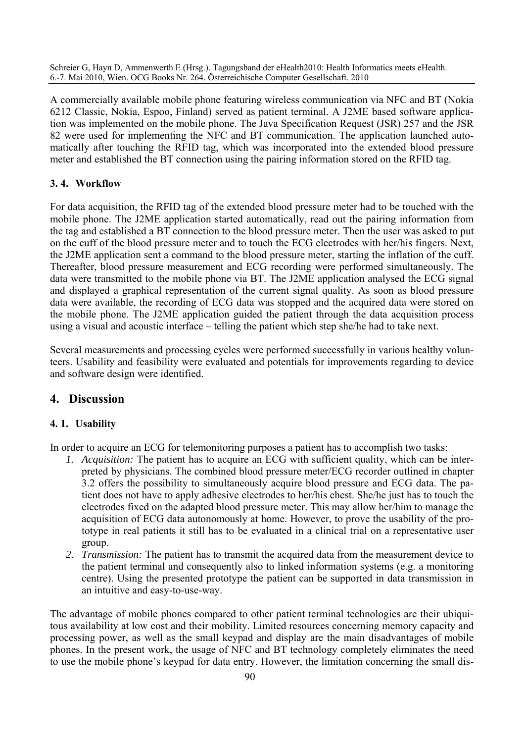A commercially available mobile phone featuring wireless communication via NFC and BT (Nokia 6212 Classic, Nokia, Espoo, Finland) served as patient terminal. A J2ME based software application was implemented on the mobile phone. The Java Specification Request (JSR) 257 and the JSR 82 were used for implementing the NFC and BT communication. The application launched automatically after touching the RFID tag, which was incorporated into the extended blood pressure meter and established the BT connection using the pairing information stored on the RFID tag.

### 3. 4. Workflow

For data acquisition, the RFID tag of the extended blood pressure meter had to be touched with the mobile phone. The J2ME application started automatically, read out the pairing information from the tag and established a BT connection to the blood pressure meter. Then the user was asked to put on the cuff of the blood pressure meter and to touch the ECG electrodes with her/his fingers. Next, the J2ME application sent a command to the blood pressure meter, starting the inflation of the cuff. Thereafter, blood pressure measurement and ECG recording were performed simultaneously. The data were transmitted to the mobile phone via BT. The J2ME application analysed the ECG signal and displayed a graphical representation of the current signal quality. As soon as blood pressure data were available, the recording of ECG data was stopped and the acquired data were stored on the mobile phone. The J2ME application guided the patient through the data acquisition process using a visual and acoustic interface – telling the patient which step she/he had to take next.

Several measurements and processing cycles were performed successfully in various healthy volunteers. Usability and feasibility were evaluated and potentials for improvements regarding to device and software design were identified.

## 4. Discussion

### 4. 1. Usability

In order to acquire an ECG for telemonitoring purposes a patient has to accomplish two tasks:

1. *Acquisition:* The patient has to acquire an ECG with sufficient quality, which can be interpreted by physicians. The combined blood pressure meter/ECG recorder outlined in chapter 3.2 offers the possibility to simultaneously acquire blood pressure and ECG data. The patient does not have to apply adhesive electrodes to her/his chest. She/he just has to touch the electrodes fixed on the adapted blood pressure meter. This may allow her/him to manage the acquisition of ECG data autonomously at home. However, to prove the usability of the prototype in real patients it still has to be evaluated in a clinical trial on a representative user group.
2. *Transmission:* The patient has to transmit the acquired data from the measurement device to the patient terminal and consequently also to linked information systems (e.g. a monitoring centre). Using the presented prototype the patient can be supported in data transmission in an intuitive and easy-to-use-way.

The advantage of mobile phones compared to other patient terminal technologies are their ubiquitous availability at low cost and their mobility. Limited resources concerning memory capacity and processing power, as well as the small keypad and display are the main disadvantages of mobile phones. In the present work, the usage of NFC and BT technology completely eliminates the need to use the mobile phone's keypad for data entry. However, the limitation concerning the small dis-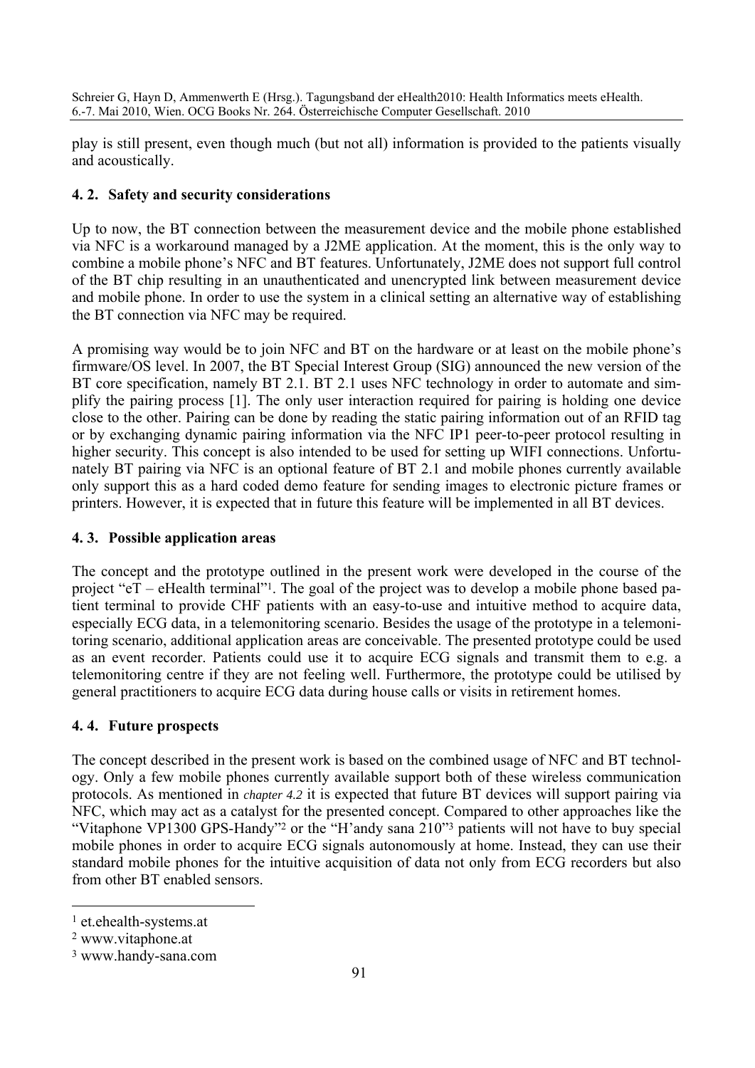play is still present, even though much (but not all) information is provided to the patients visually and acoustically.

### 4. 2. Safety and security considerations

Up to now, the BT connection between the measurement device and the mobile phone established via NFC is a workaround managed by a J2ME application. At the moment, this is the only way to combine a mobile phone's NFC and BT features. Unfortunately, J2ME does not support full control of the BT chip resulting in an unauthenticated and unencrypted link between measurement device and mobile phone. In order to use the system in a clinical setting an alternative way of establishing the BT connection via NFC may be required.

A promising way would be to join NFC and BT on the hardware or at least on the mobile phone's firmware/OS level. In 2007, the BT Special Interest Group (SIG) announced the new version of the BT core specification, namely BT 2.1. BT 2.1 uses NFC technology in order to automate and simplify the pairing process [1]. The only user interaction required for pairing is holding one device close to the other. Pairing can be done by reading the static pairing information out of an RFID tag or by exchanging dynamic pairing information via the NFC IP1 peer-to-peer protocol resulting in higher security. This concept is also intended to be used for setting up WIFI connections. Unfortunately BT pairing via NFC is an optional feature of BT 2.1 and mobile phones currently available only support this as a hard coded demo feature for sending images to electronic picture frames or printers. However, it is expected that in future this feature will be implemented in all BT devices.

### 4. 3. Possible application areas

The concept and the prototype outlined in the present work were developed in the course of the project "eT – eHealth terminal"[1]. The goal of the project was to develop a mobile phone based patient terminal to provide CHF patients with an easy-to-use and intuitive method to acquire data, especially ECG data, in a telemonitoring scenario. Besides the usage of the prototype in a telemonitoring scenario, additional application areas are conceivable. The presented prototype could be used as an event recorder. Patients could use it to acquire ECG signals and transmit them to e.g. a telemonitoring centre if they are not feeling well. Furthermore, the prototype could be utilised by general practitioners to acquire ECG data during house calls or visits in retirement homes.

### 4. 4. Future prospects

The concept described in the present work is based on the combined usage of NFC and BT technology. Only a few mobile phones currently available support both of these wireless communication protocols. As mentioned in *chapter 4.2* it is expected that future BT devices will support pairing via NFC, which may act as a catalyst for the presented concept. Compared to other approaches like the "Vitaphone VP1300 GPS-Handy"[2] or the "H'andy sana 210"[3] patients will not have to buy special mobile phones in order to acquire ECG signals autonomously at home. Instead, they can use their standard mobile phones for the intuitive acquisition of data not only from ECG recorders but also from other BT enabled sensors.

---

[1] et.ehealth-systems.at

[2] www.vitaphone.at

[3] www.handy-sana.com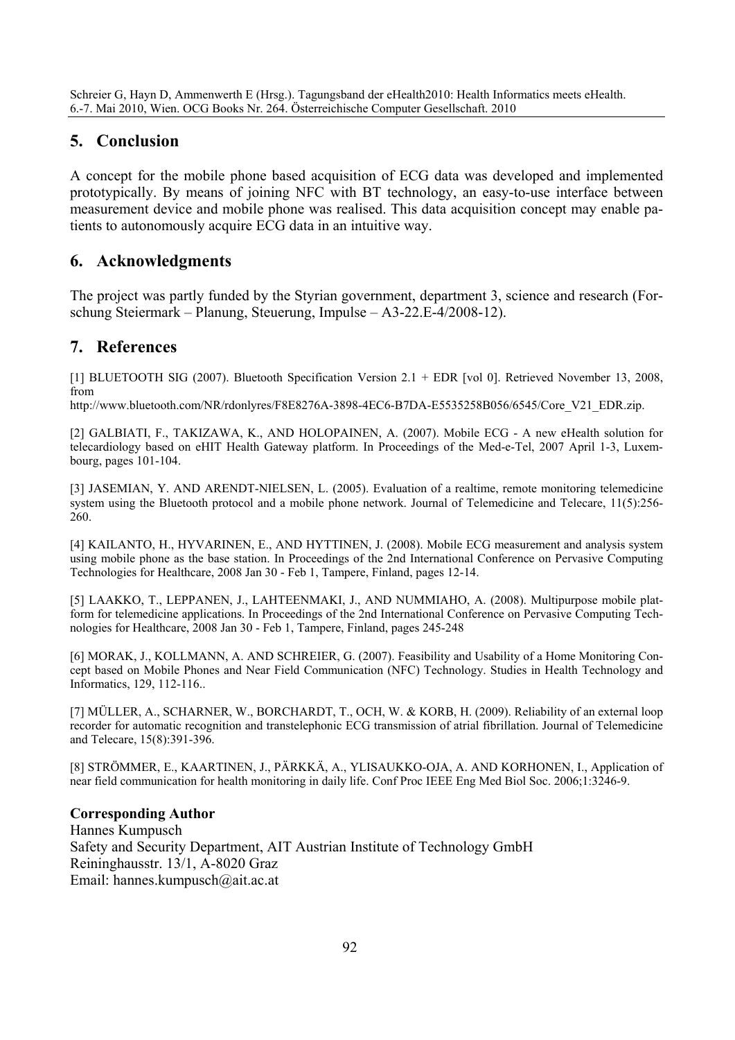## 5. Conclusion

A concept for the mobile phone based acquisition of ECG data was developed and implemented prototypically. By means of joining NFC with BT technology, an easy-to-use interface between measurement device and mobile phone was realised. This data acquisition concept may enable patients to autonomously acquire ECG data in an intuitive way.

## 6. Acknowledgments

The project was partly funded by the Styrian government, department 3, science and research (Forschung Steiermark – Planung, Steuerung, Impulse – A3-22.E-4/2008-12).

## 7. References

[1] BLUETOOTH SIG (2007). Bluetooth Specification Version 2.1 + EDR [vol 0]. Retrieved November 13, 2008, from http://www.bluetooth.com/NR/rdonlyres/F8E8276A-3898-4EC6-B7DA-E5535258B056/6545/Core_V21_EDR.zip.

[2] GALBIATI, F., TAKIZAWA, K., AND HOLOPAINEN, A. (2007). Mobile ECG - A new eHealth solution for telecardiology based on eHIT Health Gateway platform. In Proceedings of the Med-e-Tel, 2007 April 1-3, Luxembourg, pages 101-104.

[3] JASEMIAN, Y. AND ARENDT-NIELSEN, L. (2005). Evaluation of a realtime, remote monitoring telemedicine system using the Bluetooth protocol and a mobile phone network. Journal of Telemedicine and Telecare, 11(5):256-260.

[4] KAILANTO, H., HYVARINEN, E., AND HYTTINEN, J. (2008). Mobile ECG measurement and analysis system using mobile phone as the base station. In Proceedings of the 2nd International Conference on Pervasive Computing Technologies for Healthcare, 2008 Jan 30 - Feb 1, Tampere, Finland, pages 12-14.

[5] LAAKKO, T., LEPPANEN, J., LAHTEENMAKI, J., AND NUMMIAHO, A. (2008). Multipurpose mobile platform for telemedicine applications. In Proceedings of the 2nd International Conference on Pervasive Computing Technologies for Healthcare, 2008 Jan 30 - Feb 1, Tampere, Finland, pages 245-248

[6] MORAK, J., KOLLMANN, A. AND SCHREIER, G. (2007). Feasibility and Usability of a Home Monitoring Concept based on Mobile Phones and Near Field Communication (NFC) Technology. Studies in Health Technology and Informatics, 129, 112-116..

[7] MÜLLER, A., SCHARNER, W., BORCHARDT, T., OCH, W. & KORB, H. (2009). Reliability of an external loop recorder for automatic recognition and transtelephonic ECG transmission of atrial fibrillation. Journal of Telemedicine and Telecare, 15(8):391-396.

[8] STRÖMMER, E., KAARTINEN, J., PÄRKKÄ, A., YLISAUKKO-OJA, A. AND KORHONEN, I., Application of near field communication for health monitoring in daily life. Conf Proc IEEE Eng Med Biol Soc. 2006;1:3246-9.

**Corresponding Author**

Hannes Kumpusch
Safety and Security Department, AIT Austrian Institute of Technology GmbH
Reininghausstr. 13/1, A-8020 Graz
Email: hannes.kumpusch@ait.ac.at